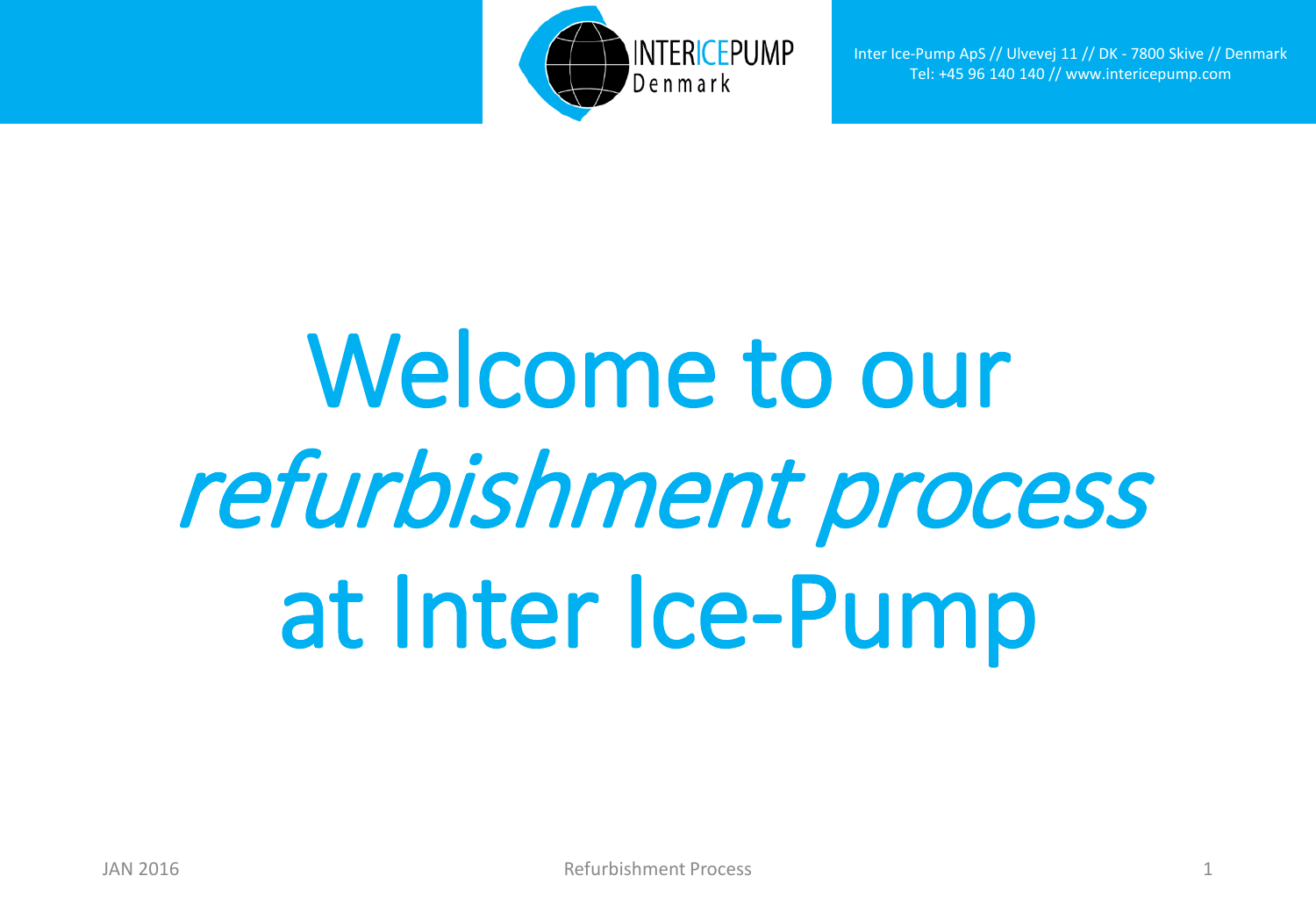Inter Ice-Pump ApS // Ulvevej 11 // DK - 7800 Skive // Denmark
Tel: +45 96 140 140 // www.intericepump.com

# Welcome to our *refurbishment process* at Inter Ice-Pump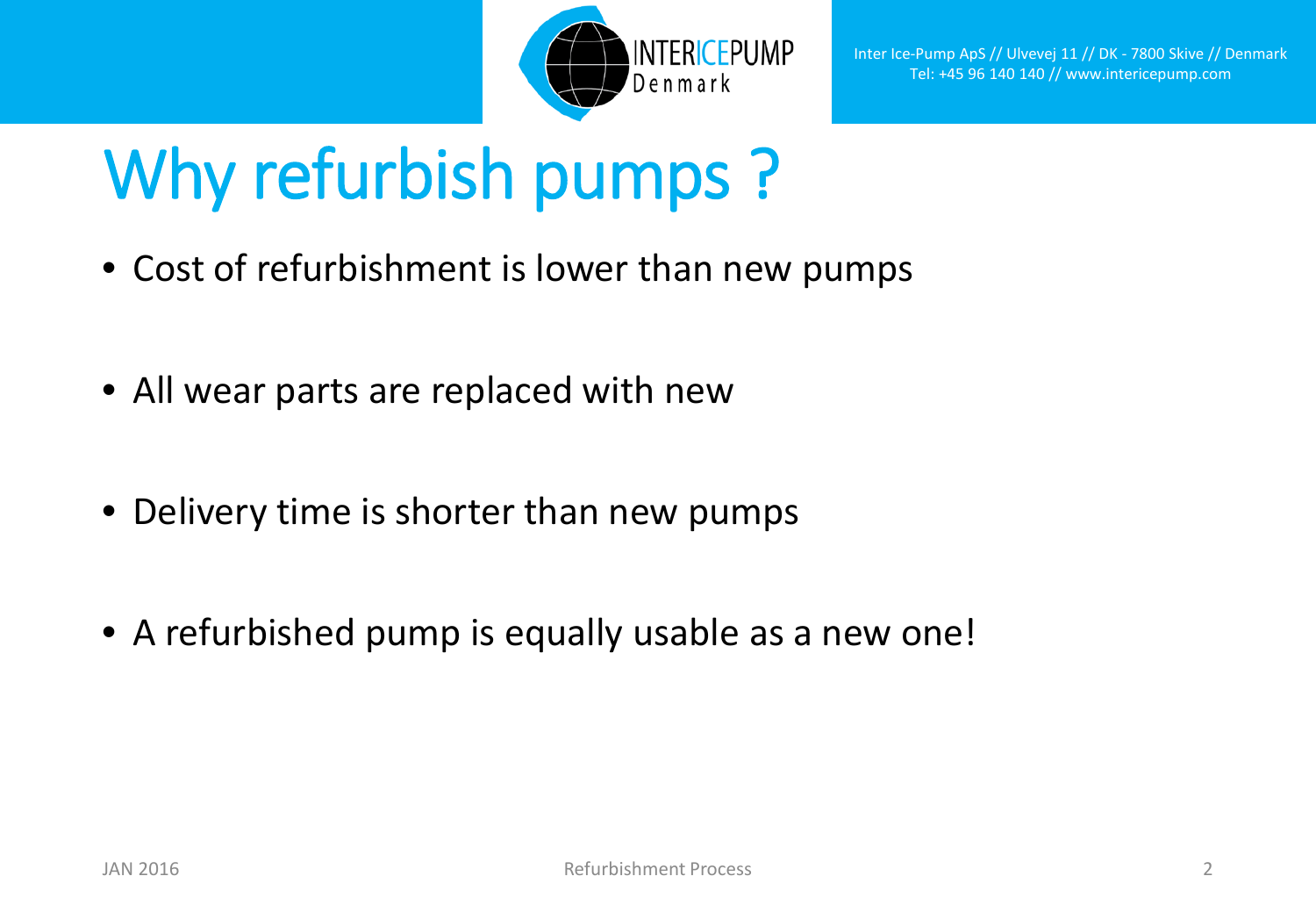# Why refurbish pumps ?

- Cost of refurbishment is lower than new pumps
- All wear parts are replaced with new
- Delivery time is shorter than new pumps
- A refurbished pump is equally usable as a new one!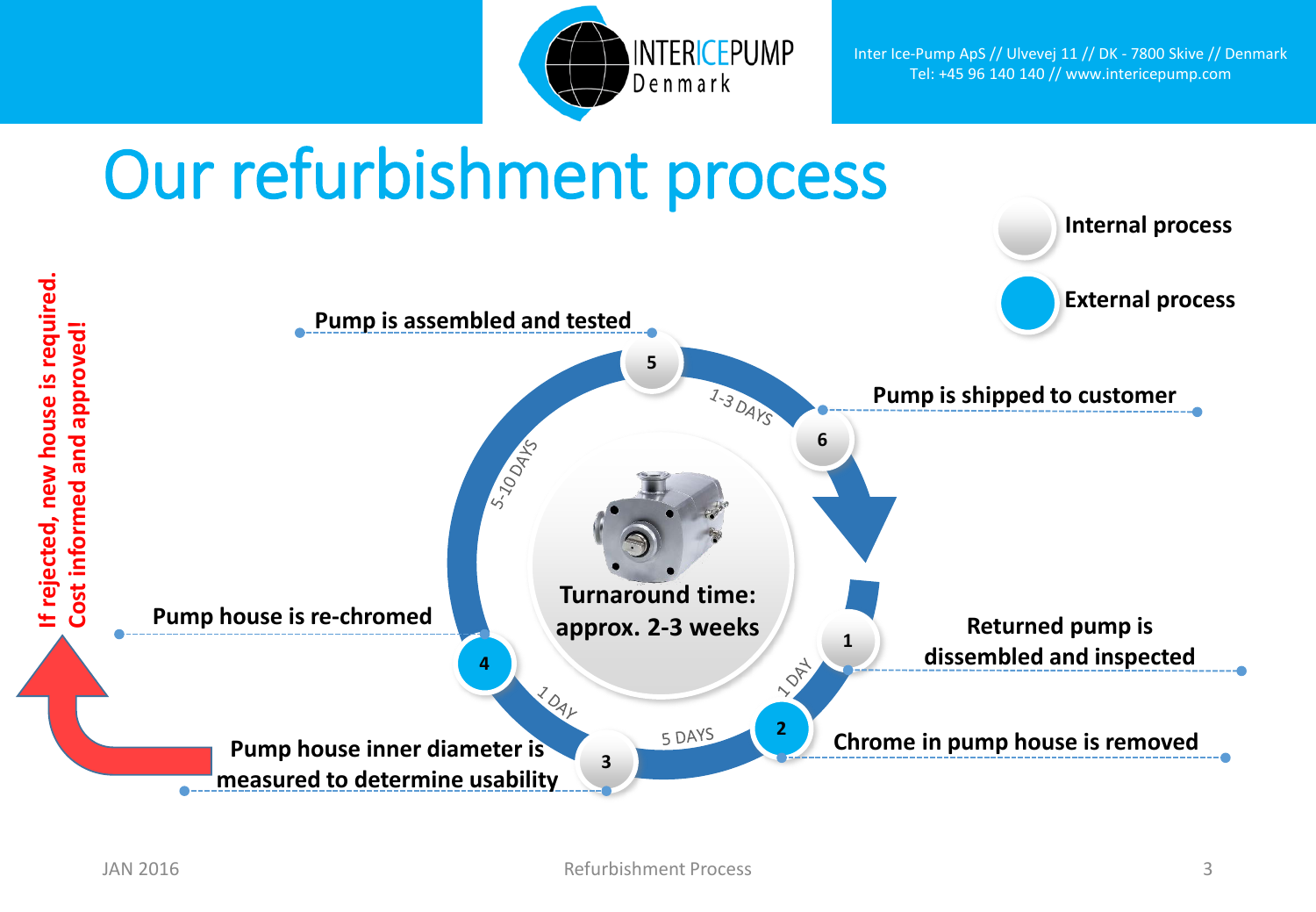# Our refurbishment process

- Internal process
- External process

1. Returned pump is dissembled and inspected — 1 DAY
2. Chrome in pump house is removed — 5 DAYS
3. Pump house inner diameter is measured to determine usability — 1 DAY
4. Pump house is re-chromed — 5-10 DAYS
5. Pump is assembled and tested — 1-3 DAYS
6. Pump is shipped to customer

**Turnaround time: approx. 2-3 weeks**

**If rejected, new house is required. Cost informed and approved!**

JAN 2016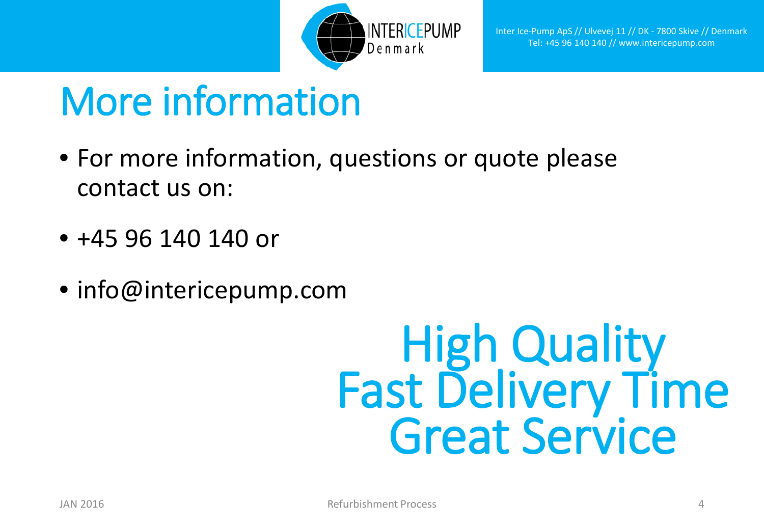# More information

- For more information, questions or quote please contact us on:
- +45 96 140 140 or
- info@intericepump.com

High Quality
Fast Delivery Time
Great Service